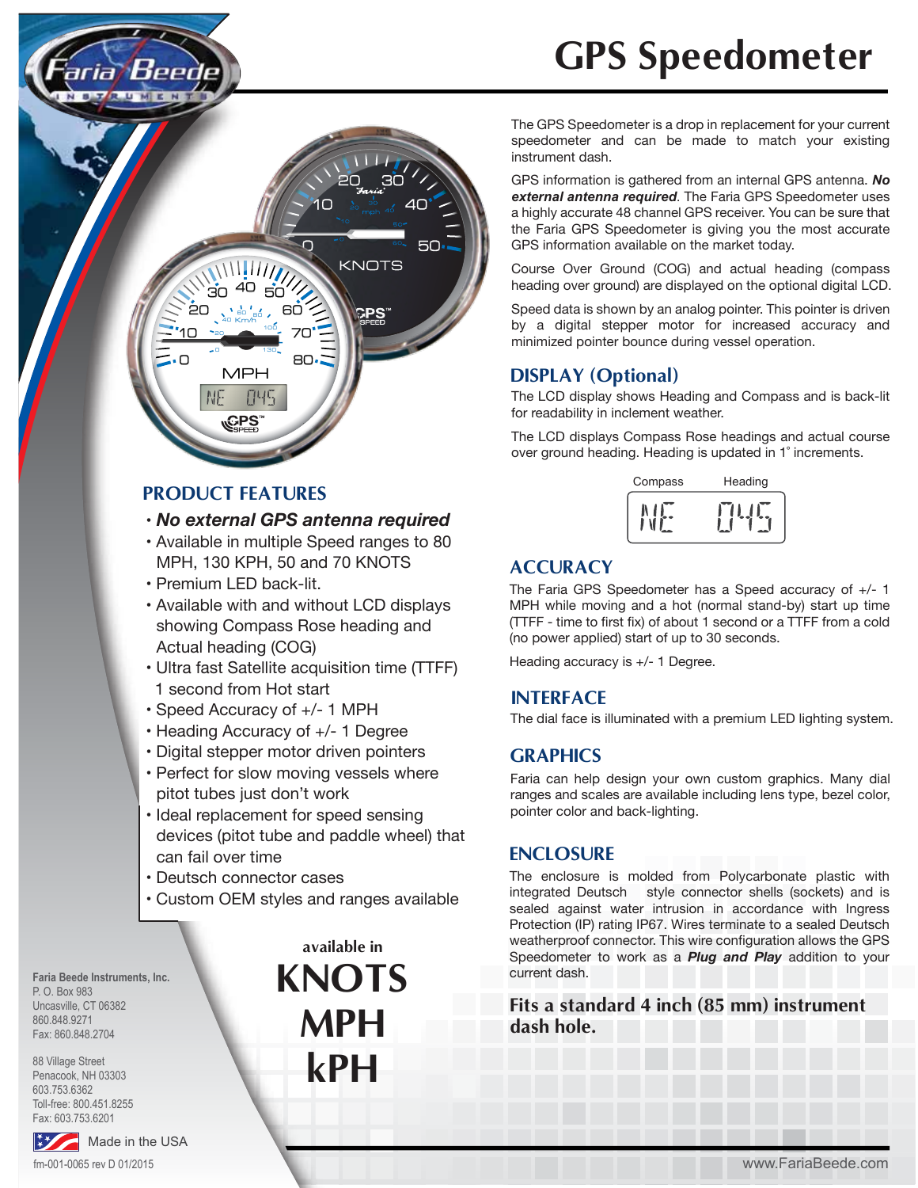# GPS Speedometer

The GPS Speedometer is a drop in replacement for your current speedometer and can be made to match your existing instrument dash.

GPS information is gathered from an internal GPS antenna. ***No external antenna required***. The Faria GPS Speedometer uses a highly accurate 48 channel GPS receiver. You can be sure that the Faria GPS Speedometer is giving you the most accurate GPS information available on the market today.

Course Over Ground (COG) and actual heading (compass heading over ground) are displayed on the optional digital LCD.

Speed data is shown by an analog pointer. This pointer is driven by a digital stepper motor for increased accuracy and minimized pointer bounce during vessel operation.

## PRODUCT FEATURES

- ***No external GPS antenna required***
- Available in multiple Speed ranges to 80 MPH, 130 KPH, 50 and 70 KNOTS
- Premium LED back-lit.
- Available with and without LCD displays showing Compass Rose heading and Actual heading (COG)
- Ultra fast Satellite acquisition time (TTFF) 1 second from Hot start
- Speed Accuracy of +/- 1 MPH
- Heading Accuracy of +/- 1 Degree
- Digital stepper motor driven pointers
- Perfect for slow moving vessels where pitot tubes just don't work
- Ideal replacement for speed sensing devices (pitot tube and paddle wheel) that can fail over time
- Deutsch connector cases
- Custom OEM styles and ranges available

## DISPLAY (Optional)

The LCD display shows Heading and Compass and is back-lit for readability in inclement weather.

The LCD displays Compass Rose headings and actual course over ground heading. Heading is updated in 1˚ increments.

| Compass | Heading |
|---|---|
| NE | 045 |

## ACCURACY

The Faria GPS Speedometer has a Speed accuracy of +/- 1 MPH while moving and a hot (normal stand-by) start up time (TTFF - time to first fix) of about 1 second or a TTFF from a cold (no power applied) start of up to 30 seconds.

Heading accuracy is +/- 1 Degree.

## INTERFACE

The dial face is illuminated with a premium LED lighting system.

## GRAPHICS

Faria can help design your own custom graphics. Many dial ranges and scales are available including lens type, bezel color, pointer color and back-lighting.

## ENCLOSURE

The enclosure is molded from Polycarbonate plastic with integrated Deutsch style connector shells (sockets) and is sealed against water intrusion in accordance with Ingress Protection (IP) rating IP67. Wires terminate to a sealed Deutsch weatherproof connector. This wire configuration allows the GPS Speedometer to work as a ***Plug and Play*** addition to your current dash.

**Fits a standard 4 inch (85 mm) instrument dash hole.**

available in
**KNOTS**
**MPH**
**kPH**

**Faria Beede Instruments, Inc.**
P. O. Box 983
Uncasville, CT 06382
860.848.9271
Fax: 860.848.2704

88 Village Street
Penacook, NH 03303
603.753.6362
Toll-free: 800.451.8255
Fax: 603.753.6201

Made in the USA

fm-001-0065 rev D 01/2015

www.FariaBeede.com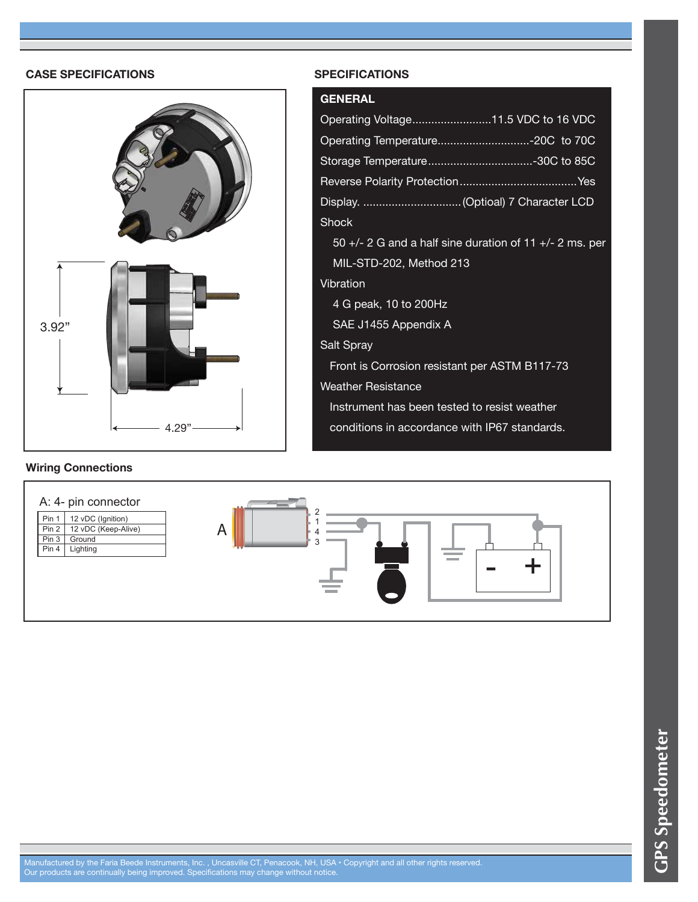## CASE SPECIFICATIONS

3.92”

4.29”

## SPECIFICATIONS

### GENERAL

Operating Voltage.........................11.5 VDC to 16 VDC

Operating Temperature.............................-20C to 70C

Storage Temperature.................................-30C to 85C

Reverse Polarity Protection....................................Yes

Display. ...............................(Optioal) 7 Character LCD

Shock

50 +/- 2 G and a half sine duration of 11 +/- 2 ms. per MIL-STD-202, Method 213

Vibration

4 G peak, 10 to 200Hz

SAE J1455 Appendix A

Salt Spray

Front is Corrosion resistant per ASTM B117-73

Weather Resistance

Instrument has been tested to resist weather conditions in accordance with IP67 standards.

## Wiring Connections

A: 4- pin connector

| | |
|---|---|
| Pin 1 | 12 vDC (Ignition) |
| Pin 2 | 12 vDC (Keep-Alive) |
| Pin 3 | Ground |
| Pin 4 | Lighting |

A

2
1
4
3

\-
\+

Manufactured by the Faria Beede Instruments, Inc. , Uncasville CT, Penacook, NH, USA • Copyright and all other rights reserved.
Our products are continually being improved. Specifications may change without notice.

GPS Speedometer